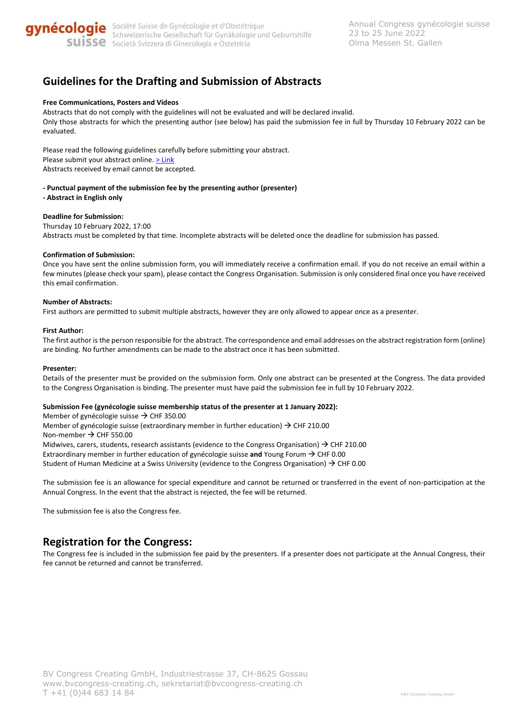# Guidelines for the Drafting and Submission of Abstracts

**Free Communications, Posters and Videos**

Abstracts that do not comply with the guidelines will not be evaluated and will be declared invalid.
Only those abstracts for which the presenting author (see below) has paid the submission fee in full by Thursday 10 February 2022 can be evaluated.

Please read the following guidelines carefully before submitting your abstract.
Please submit your abstract online. > Link
Abstracts received by email cannot be accepted.

**- Punctual payment of the submission fee by the presenting author (presenter)**
**- Abstract in English only**

**Deadline for Submission:**
Thursday 10 February 2022, 17:00
Abstracts must be completed by that time. Incomplete abstracts will be deleted once the deadline for submission has passed.

**Confirmation of Submission:**
Once you have sent the online submission form, you will immediately receive a confirmation email. If you do not receive an email within a few minutes (please check your spam), please contact the Congress Organisation. Submission is only considered final once you have received this email confirmation.

**Number of Abstracts:**
First authors are permitted to submit multiple abstracts, however they are only allowed to appear once as a presenter.

**First Author:**
The first author is the person responsible for the abstract. The correspondence and email addresses on the abstract registration form (online) are binding. No further amendments can be made to the abstract once it has been submitted.

**Presenter:**
Details of the presenter must be provided on the submission form. Only one abstract can be presented at the Congress. The data provided to the Congress Organisation is binding. The presenter must have paid the submission fee in full by 10 February 2022.

**Submission Fee (gynécologie suisse membership status of the presenter at 1 January 2022):**
Member of gynécologie suisse → CHF 350.00
Member of gynécologie suisse (extraordinary member in further education) → CHF 210.00
Non-member → CHF 550.00
Midwives, carers, students, research assistants (evidence to the Congress Organisation) → CHF 210.00
Extraordinary member in further education of gynécologie suisse **and** Young Forum → CHF 0.00
Student of Human Medicine at a Swiss University (evidence to the Congress Organisation) → CHF 0.00

The submission fee is an allowance for special expenditure and cannot be returned or transferred in the event of non-participation at the Annual Congress. In the event that the abstract is rejected, the fee will be returned.

The submission fee is also the Congress fee.

## Registration for the Congress:

The Congress fee is included in the submission fee paid by the presenters. If a presenter does not participate at the Annual Congress, their fee cannot be returned and cannot be transferred.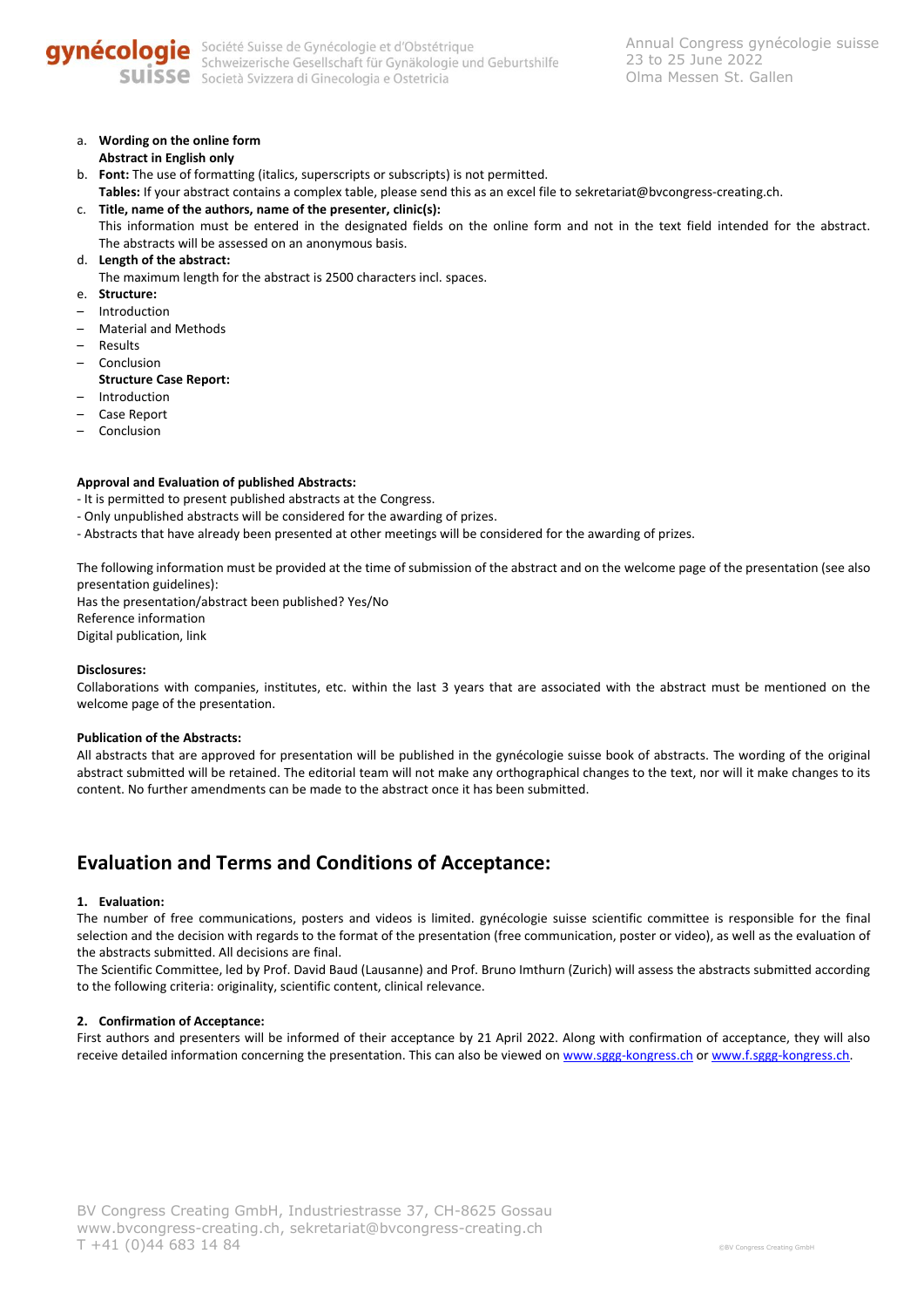a. **Wording on the online form**
   **Abstract in English only**
b. **Font:** The use of formatting (italics, superscripts or subscripts) is not permitted.
   **Tables:** If your abstract contains a complex table, please send this as an excel file to sekretariat@bvcongress-creating.ch.
c. **Title, name of the authors, name of the presenter, clinic(s):**
   This information must be entered in the designated fields on the online form and not in the text field intended for the abstract. The abstracts will be assessed on an anonymous basis.
d. **Length of the abstract:**
   The maximum length for the abstract is 2500 characters incl. spaces.
e. **Structure:**

– Introduction
– Material and Methods
– Results
– Conclusion

**Structure Case Report:**

– Introduction
– Case Report
– Conclusion

**Approval and Evaluation of published Abstracts:**
- It is permitted to present published abstracts at the Congress.
- Only unpublished abstracts will be considered for the awarding of prizes.
- Abstracts that have already been presented at other meetings will be considered for the awarding of prizes.

The following information must be provided at the time of submission of the abstract and on the welcome page of the presentation (see also presentation guidelines):
Has the presentation/abstract been published? Yes/No
Reference information
Digital publication, link

**Disclosures:**
Collaborations with companies, institutes, etc. within the last 3 years that are associated with the abstract must be mentioned on the welcome page of the presentation.

**Publication of the Abstracts:**
All abstracts that are approved for presentation will be published in the gynécologie suisse book of abstracts. The wording of the original abstract submitted will be retained. The editorial team will not make any orthographical changes to the text, nor will it make changes to its content. No further amendments can be made to the abstract once it has been submitted.

## Evaluation and Terms and Conditions of Acceptance:

**1. Evaluation:**
The number of free communications, posters and videos is limited. gynécologie suisse scientific committee is responsible for the final selection and the decision with regards to the format of the presentation (free communication, poster or video), as well as the evaluation of the abstracts submitted. All decisions are final.
The Scientific Committee, led by Prof. David Baud (Lausanne) and Prof. Bruno Imthurn (Zurich) will assess the abstracts submitted according to the following criteria: originality, scientific content, clinical relevance.

**2. Confirmation of Acceptance:**
First authors and presenters will be informed of their acceptance by 21 April 2022. Along with confirmation of acceptance, they will also receive detailed information concerning the presentation. This can also be viewed on www.sggg-kongress.ch or www.f.sggg-kongress.ch.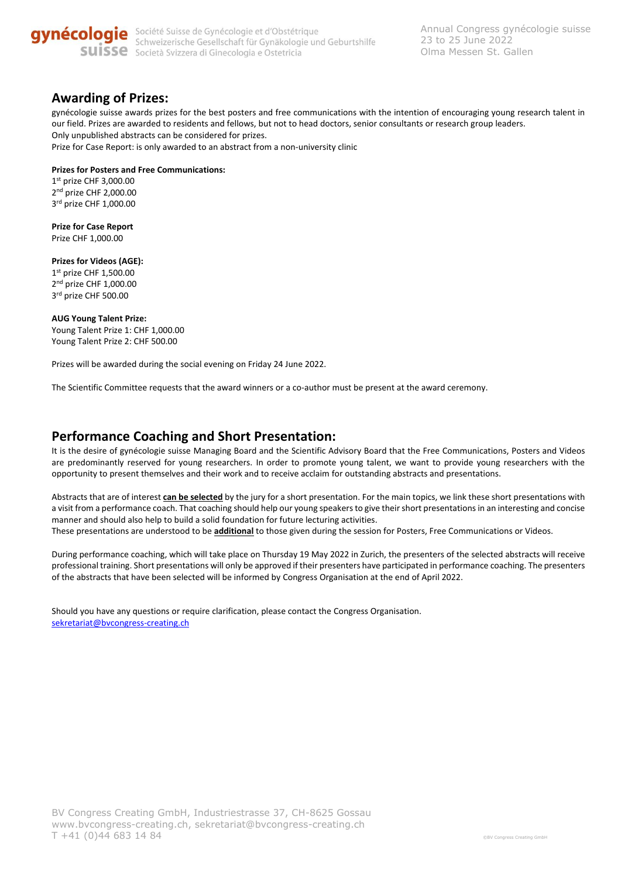## Awarding of Prizes:

gynécologie suisse awards prizes for the best posters and free communications with the intention of encouraging young research talent in our field. Prizes are awarded to residents and fellows, but not to head doctors, senior consultants or research group leaders.
Only unpublished abstracts can be considered for prizes.
Prize for Case Report: is only awarded to an abstract from a non-university clinic

**Prizes for Posters and Free Communications:**
1st prize CHF 3,000.00
2nd prize CHF 2,000.00
3rd prize CHF 1,000.00

**Prize for Case Report**
Prize CHF 1,000.00

**Prizes for Videos (AGE):**
1st prize CHF 1,500.00
2nd prize CHF 1,000.00
3rd prize CHF 500.00

**AUG Young Talent Prize:**
Young Talent Prize 1: CHF 1,000.00
Young Talent Prize 2: CHF 500.00

Prizes will be awarded during the social evening on Friday 24 June 2022.

The Scientific Committee requests that the award winners or a co-author must be present at the award ceremony.

## Performance Coaching and Short Presentation:

It is the desire of gynécologie suisse Managing Board and the Scientific Advisory Board that the Free Communications, Posters and Videos are predominantly reserved for young researchers. In order to promote young talent, we want to provide young researchers with the opportunity to present themselves and their work and to receive acclaim for outstanding abstracts and presentations.

Abstracts that are of interest **can be selected** by the jury for a short presentation. For the main topics, we link these short presentations with a visit from a performance coach. That coaching should help our young speakers to give their short presentations in an interesting and concise manner and should also help to build a solid foundation for future lecturing activities.
These presentations are understood to be **additional** to those given during the session for Posters, Free Communications or Videos.

During performance coaching, which will take place on Thursday 19 May 2022 in Zurich, the presenters of the selected abstracts will receive professional training. Short presentations will only be approved if their presenters have participated in performance coaching. The presenters of the abstracts that have been selected will be informed by Congress Organisation at the end of April 2022.

Should you have any questions or require clarification, please contact the Congress Organisation.
sekretariat@bvcongress-creating.ch